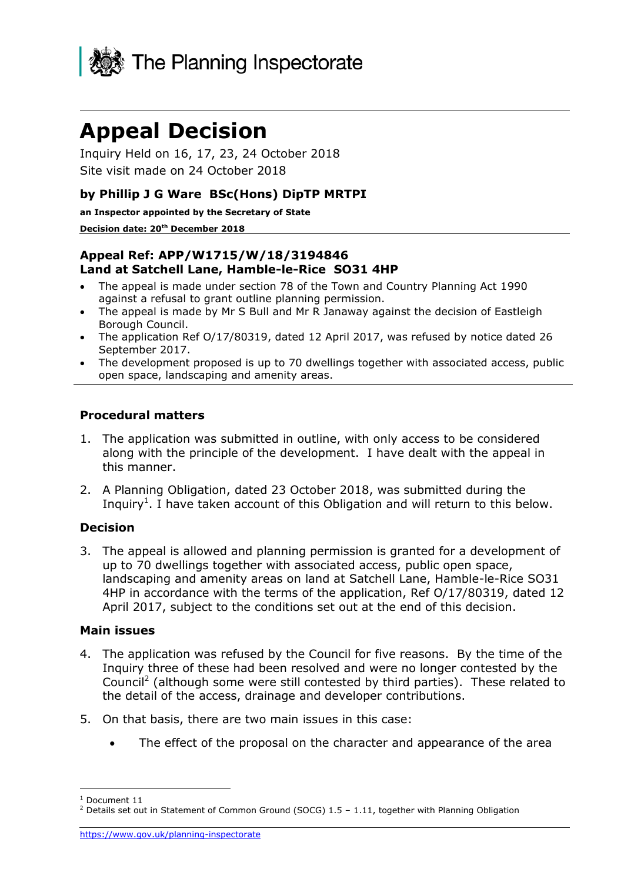The Planning Inspectorate

# Appeal Decision

Inquiry Held on 16, 17, 23, 24 October 2018
Site visit made on 24 October 2018

### by Phillip J G Ware BSc(Hons) DipTP MRTPI

**an Inspector appointed by the Secretary of State**

**Decision date: 20th December 2018**

### Appeal Ref: APP/W1715/W/18/3194846
### Land at Satchell Lane, Hamble-le-Rice SO31 4HP

- The appeal is made under section 78 of the Town and Country Planning Act 1990 against a refusal to grant outline planning permission.
- The appeal is made by Mr S Bull and Mr R Janaway against the decision of Eastleigh Borough Council.
- The application Ref O/17/80319, dated 12 April 2017, was refused by notice dated 26 September 2017.
- The development proposed is up to 70 dwellings together with associated access, public open space, landscaping and amenity areas.

## Procedural matters

1. The application was submitted in outline, with only access to be considered along with the principle of the development. I have dealt with the appeal in this manner.

2. A Planning Obligation, dated 23 October 2018, was submitted during the Inquiry[1]. I have taken account of this Obligation and will return to this below.

## Decision

3. The appeal is allowed and planning permission is granted for a development of up to 70 dwellings together with associated access, public open space, landscaping and amenity areas on land at Satchell Lane, Hamble-le-Rice SO31 4HP in accordance with the terms of the application, Ref O/17/80319, dated 12 April 2017, subject to the conditions set out at the end of this decision.

## Main issues

4. The application was refused by the Council for five reasons. By the time of the Inquiry three of these had been resolved and were no longer contested by the Council[2] (although some were still contested by third parties). These related to the detail of the access, drainage and developer contributions.

5. On that basis, there are two main issues in this case:

   - The effect of the proposal on the character and appearance of the area

---

[1] Document 11

[2] Details set out in Statement of Common Ground (SOCG) 1.5 – 1.11, together with Planning Obligation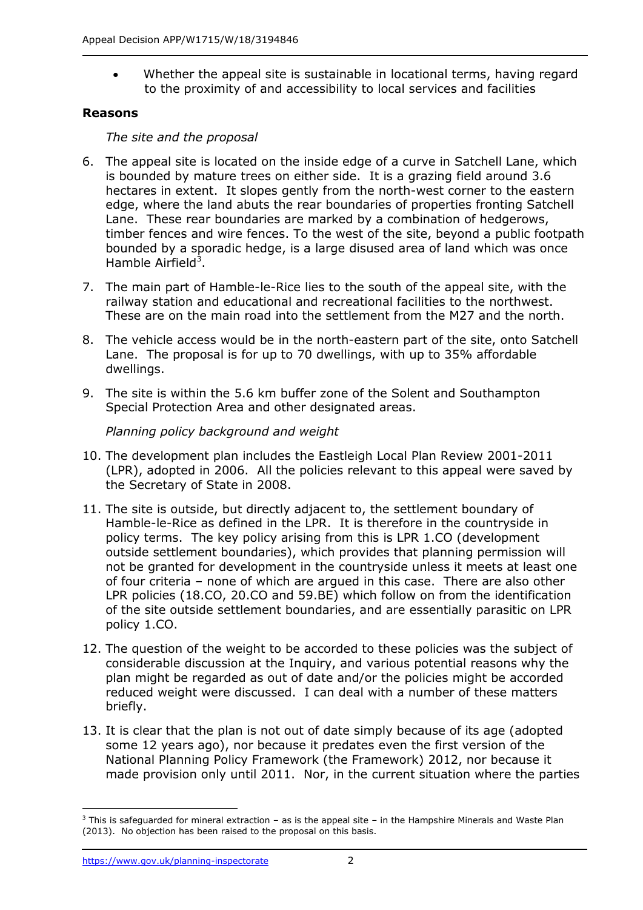- Whether the appeal site is sustainable in locational terms, having regard to the proximity of and accessibility to local services and facilities

**Reasons**

*The site and the proposal*

6. The appeal site is located on the inside edge of a curve in Satchell Lane, which is bounded by mature trees on either side. It is a grazing field around 3.6 hectares in extent. It slopes gently from the north-west corner to the eastern edge, where the land abuts the rear boundaries of properties fronting Satchell Lane. These rear boundaries are marked by a combination of hedgerows, timber fences and wire fences. To the west of the site, beyond a public footpath bounded by a sporadic hedge, is a large disused area of land which was once Hamble Airfield[3].

7. The main part of Hamble-le-Rice lies to the south of the appeal site, with the railway station and educational and recreational facilities to the northwest. These are on the main road into the settlement from the M27 and the north.

8. The vehicle access would be in the north-eastern part of the site, onto Satchell Lane. The proposal is for up to 70 dwellings, with up to 35% affordable dwellings.

9. The site is within the 5.6 km buffer zone of the Solent and Southampton Special Protection Area and other designated areas.

*Planning policy background and weight*

10. The development plan includes the Eastleigh Local Plan Review 2001-2011 (LPR), adopted in 2006. All the policies relevant to this appeal were saved by the Secretary of State in 2008.

11. The site is outside, but directly adjacent to, the settlement boundary of Hamble-le-Rice as defined in the LPR. It is therefore in the countryside in policy terms. The key policy arising from this is LPR 1.CO (development outside settlement boundaries), which provides that planning permission will not be granted for development in the countryside unless it meets at least one of four criteria – none of which are argued in this case. There are also other LPR policies (18.CO, 20.CO and 59.BE) which follow on from the identification of the site outside settlement boundaries, and are essentially parasitic on LPR policy 1.CO.

12. The question of the weight to be accorded to these policies was the subject of considerable discussion at the Inquiry, and various potential reasons why the plan might be regarded as out of date and/or the policies might be accorded reduced weight were discussed. I can deal with a number of these matters briefly.

13. It is clear that the plan is not out of date simply because of its age (adopted some 12 years ago), nor because it predates even the first version of the National Planning Policy Framework (the Framework) 2012, nor because it made provision only until 2011. Nor, in the current situation where the parties

[3] This is safeguarded for mineral extraction – as is the appeal site – in the Hampshire Minerals and Waste Plan (2013). No objection has been raised to the proposal on this basis.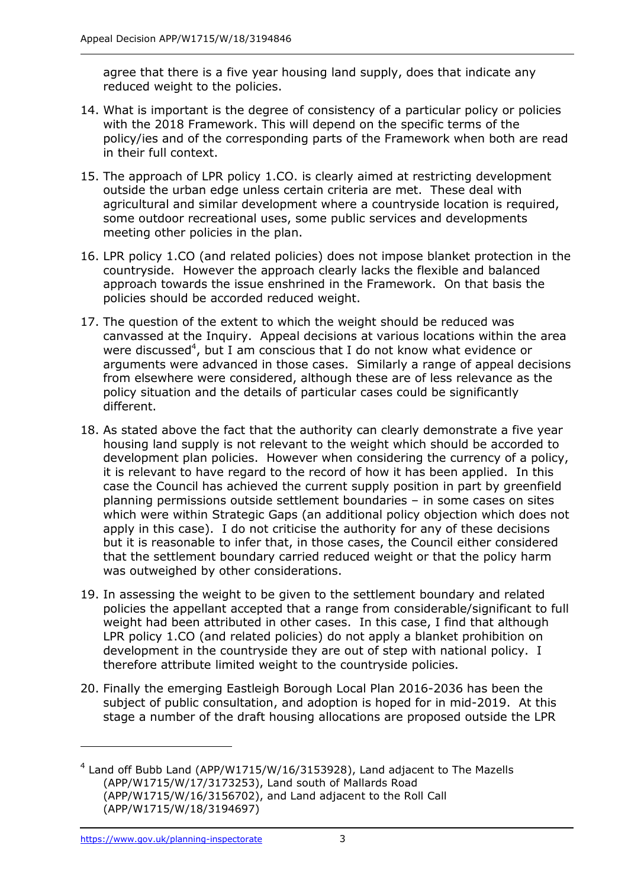agree that there is a five year housing land supply, does that indicate any reduced weight to the policies.

14. What is important is the degree of consistency of a particular policy or policies with the 2018 Framework. This will depend on the specific terms of the policy/ies and of the corresponding parts of the Framework when both are read in their full context.

15. The approach of LPR policy 1.CO. is clearly aimed at restricting development outside the urban edge unless certain criteria are met. These deal with agricultural and similar development where a countryside location is required, some outdoor recreational uses, some public services and developments meeting other policies in the plan.

16. LPR policy 1.CO (and related policies) does not impose blanket protection in the countryside. However the approach clearly lacks the flexible and balanced approach towards the issue enshrined in the Framework. On that basis the policies should be accorded reduced weight.

17. The question of the extent to which the weight should be reduced was canvassed at the Inquiry. Appeal decisions at various locations within the area were discussed[4], but I am conscious that I do not know what evidence or arguments were advanced in those cases. Similarly a range of appeal decisions from elsewhere were considered, although these are of less relevance as the policy situation and the details of particular cases could be significantly different.

18. As stated above the fact that the authority can clearly demonstrate a five year housing land supply is not relevant to the weight which should be accorded to development plan policies. However when considering the currency of a policy, it is relevant to have regard to the record of how it has been applied. In this case the Council has achieved the current supply position in part by greenfield planning permissions outside settlement boundaries – in some cases on sites which were within Strategic Gaps (an additional policy objection which does not apply in this case). I do not criticise the authority for any of these decisions but it is reasonable to infer that, in those cases, the Council either considered that the settlement boundary carried reduced weight or that the policy harm was outweighed by other considerations.

19. In assessing the weight to be given to the settlement boundary and related policies the appellant accepted that a range from considerable/significant to full weight had been attributed in other cases. In this case, I find that although LPR policy 1.CO (and related policies) do not apply a blanket prohibition on development in the countryside they are out of step with national policy. I therefore attribute limited weight to the countryside policies.

20. Finally the emerging Eastleigh Borough Local Plan 2016-2036 has been the subject of public consultation, and adoption is hoped for in mid-2019. At this stage a number of the draft housing allocations are proposed outside the LPR

---

[4] Land off Bubb Land (APP/W1715/W/16/3153928), Land adjacent to The Mazells (APP/W1715/W/17/3173253), Land south of Mallards Road (APP/W1715/W/16/3156702), and Land adjacent to the Roll Call (APP/W1715/W/18/3194697)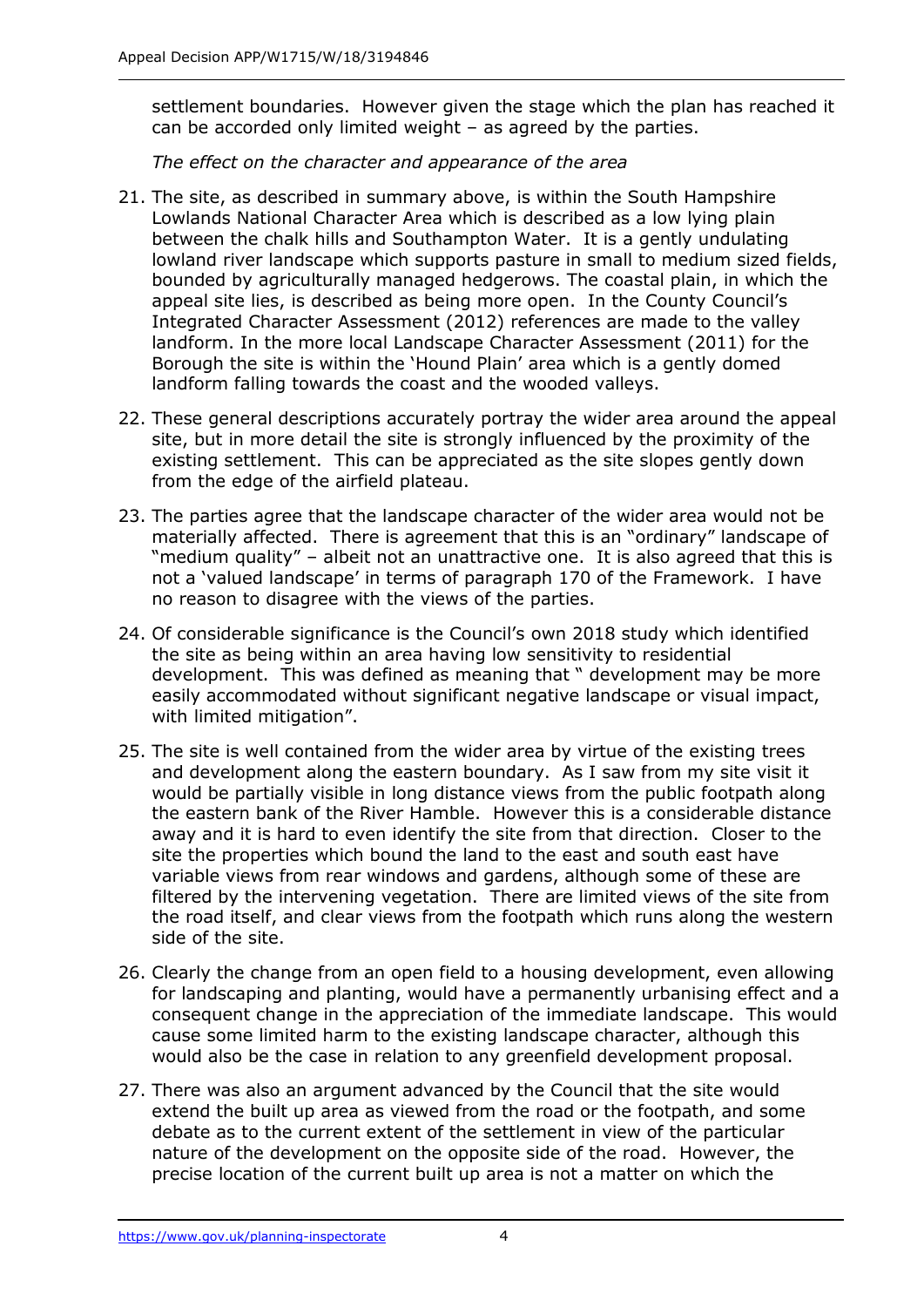settlement boundaries. However given the stage which the plan has reached it can be accorded only limited weight – as agreed by the parties.

*The effect on the character and appearance of the area*

21. The site, as described in summary above, is within the South Hampshire Lowlands National Character Area which is described as a low lying plain between the chalk hills and Southampton Water. It is a gently undulating lowland river landscape which supports pasture in small to medium sized fields, bounded by agriculturally managed hedgerows. The coastal plain, in which the appeal site lies, is described as being more open. In the County Council's Integrated Character Assessment (2012) references are made to the valley landform. In the more local Landscape Character Assessment (2011) for the Borough the site is within the 'Hound Plain' area which is a gently domed landform falling towards the coast and the wooded valleys.

22. These general descriptions accurately portray the wider area around the appeal site, but in more detail the site is strongly influenced by the proximity of the existing settlement. This can be appreciated as the site slopes gently down from the edge of the airfield plateau.

23. The parties agree that the landscape character of the wider area would not be materially affected. There is agreement that this is an "ordinary" landscape of "medium quality" – albeit not an unattractive one. It is also agreed that this is not a 'valued landscape' in terms of paragraph 170 of the Framework. I have no reason to disagree with the views of the parties.

24. Of considerable significance is the Council's own 2018 study which identified the site as being within an area having low sensitivity to residential development. This was defined as meaning that " development may be more easily accommodated without significant negative landscape or visual impact, with limited mitigation".

25. The site is well contained from the wider area by virtue of the existing trees and development along the eastern boundary. As I saw from my site visit it would be partially visible in long distance views from the public footpath along the eastern bank of the River Hamble. However this is a considerable distance away and it is hard to even identify the site from that direction. Closer to the site the properties which bound the land to the east and south east have variable views from rear windows and gardens, although some of these are filtered by the intervening vegetation. There are limited views of the site from the road itself, and clear views from the footpath which runs along the western side of the site.

26. Clearly the change from an open field to a housing development, even allowing for landscaping and planting, would have a permanently urbanising effect and a consequent change in the appreciation of the immediate landscape. This would cause some limited harm to the existing landscape character, although this would also be the case in relation to any greenfield development proposal.

27. There was also an argument advanced by the Council that the site would extend the built up area as viewed from the road or the footpath, and some debate as to the current extent of the settlement in view of the particular nature of the development on the opposite side of the road. However, the precise location of the current built up area is not a matter on which the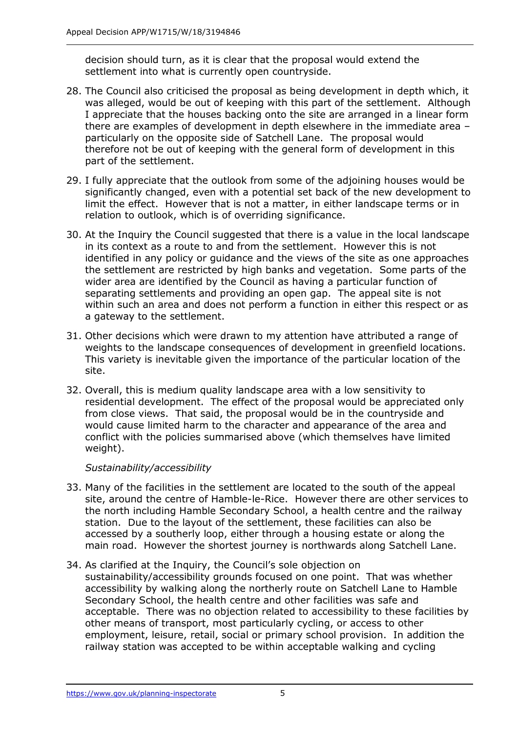decision should turn, as it is clear that the proposal would extend the settlement into what is currently open countryside.

28. The Council also criticised the proposal as being development in depth which, it was alleged, would be out of keeping with this part of the settlement. Although I appreciate that the houses backing onto the site are arranged in a linear form there are examples of development in depth elsewhere in the immediate area – particularly on the opposite side of Satchell Lane. The proposal would therefore not be out of keeping with the general form of development in this part of the settlement.

29. I fully appreciate that the outlook from some of the adjoining houses would be significantly changed, even with a potential set back of the new development to limit the effect. However that is not a matter, in either landscape terms or in relation to outlook, which is of overriding significance.

30. At the Inquiry the Council suggested that there is a value in the local landscape in its context as a route to and from the settlement. However this is not identified in any policy or guidance and the views of the site as one approaches the settlement are restricted by high banks and vegetation. Some parts of the wider area are identified by the Council as having a particular function of separating settlements and providing an open gap. The appeal site is not within such an area and does not perform a function in either this respect or as a gateway to the settlement.

31. Other decisions which were drawn to my attention have attributed a range of weights to the landscape consequences of development in greenfield locations. This variety is inevitable given the importance of the particular location of the site.

32. Overall, this is medium quality landscape area with a low sensitivity to residential development. The effect of the proposal would be appreciated only from close views. That said, the proposal would be in the countryside and would cause limited harm to the character and appearance of the area and conflict with the policies summarised above (which themselves have limited weight).

*Sustainability/accessibility*

33. Many of the facilities in the settlement are located to the south of the appeal site, around the centre of Hamble-le-Rice. However there are other services to the north including Hamble Secondary School, a health centre and the railway station. Due to the layout of the settlement, these facilities can also be accessed by a southerly loop, either through a housing estate or along the main road. However the shortest journey is northwards along Satchell Lane.

34. As clarified at the Inquiry, the Council's sole objection on sustainability/accessibility grounds focused on one point. That was whether accessibility by walking along the northerly route on Satchell Lane to Hamble Secondary School, the health centre and other facilities was safe and acceptable. There was no objection related to accessibility to these facilities by other means of transport, most particularly cycling, or access to other employment, leisure, retail, social or primary school provision. In addition the railway station was accepted to be within acceptable walking and cycling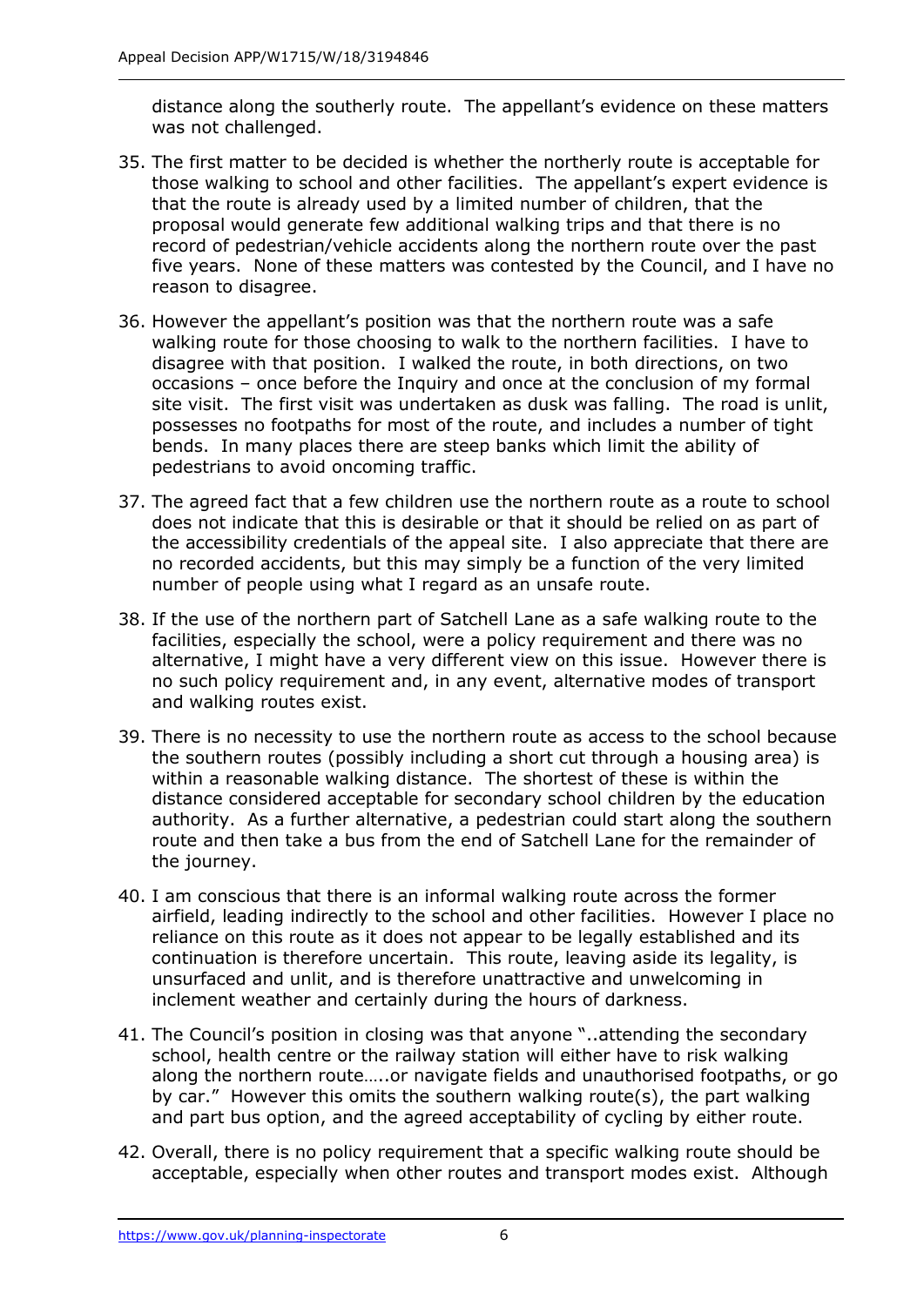distance along the southerly route. The appellant's evidence on these matters was not challenged.

35. The first matter to be decided is whether the northerly route is acceptable for those walking to school and other facilities. The appellant's expert evidence is that the route is already used by a limited number of children, that the proposal would generate few additional walking trips and that there is no record of pedestrian/vehicle accidents along the northern route over the past five years. None of these matters was contested by the Council, and I have no reason to disagree.

36. However the appellant's position was that the northern route was a safe walking route for those choosing to walk to the northern facilities. I have to disagree with that position. I walked the route, in both directions, on two occasions – once before the Inquiry and once at the conclusion of my formal site visit. The first visit was undertaken as dusk was falling. The road is unlit, possesses no footpaths for most of the route, and includes a number of tight bends. In many places there are steep banks which limit the ability of pedestrians to avoid oncoming traffic.

37. The agreed fact that a few children use the northern route as a route to school does not indicate that this is desirable or that it should be relied on as part of the accessibility credentials of the appeal site. I also appreciate that there are no recorded accidents, but this may simply be a function of the very limited number of people using what I regard as an unsafe route.

38. If the use of the northern part of Satchell Lane as a safe walking route to the facilities, especially the school, were a policy requirement and there was no alternative, I might have a very different view on this issue. However there is no such policy requirement and, in any event, alternative modes of transport and walking routes exist.

39. There is no necessity to use the northern route as access to the school because the southern routes (possibly including a short cut through a housing area) is within a reasonable walking distance. The shortest of these is within the distance considered acceptable for secondary school children by the education authority. As a further alternative, a pedestrian could start along the southern route and then take a bus from the end of Satchell Lane for the remainder of the journey.

40. I am conscious that there is an informal walking route across the former airfield, leading indirectly to the school and other facilities. However I place no reliance on this route as it does not appear to be legally established and its continuation is therefore uncertain. This route, leaving aside its legality, is unsurfaced and unlit, and is therefore unattractive and unwelcoming in inclement weather and certainly during the hours of darkness.

41. The Council's position in closing was that anyone "..attending the secondary school, health centre or the railway station will either have to risk walking along the northern route…..or navigate fields and unauthorised footpaths, or go by car." However this omits the southern walking route(s), the part walking and part bus option, and the agreed acceptability of cycling by either route.

42. Overall, there is no policy requirement that a specific walking route should be acceptable, especially when other routes and transport modes exist. Although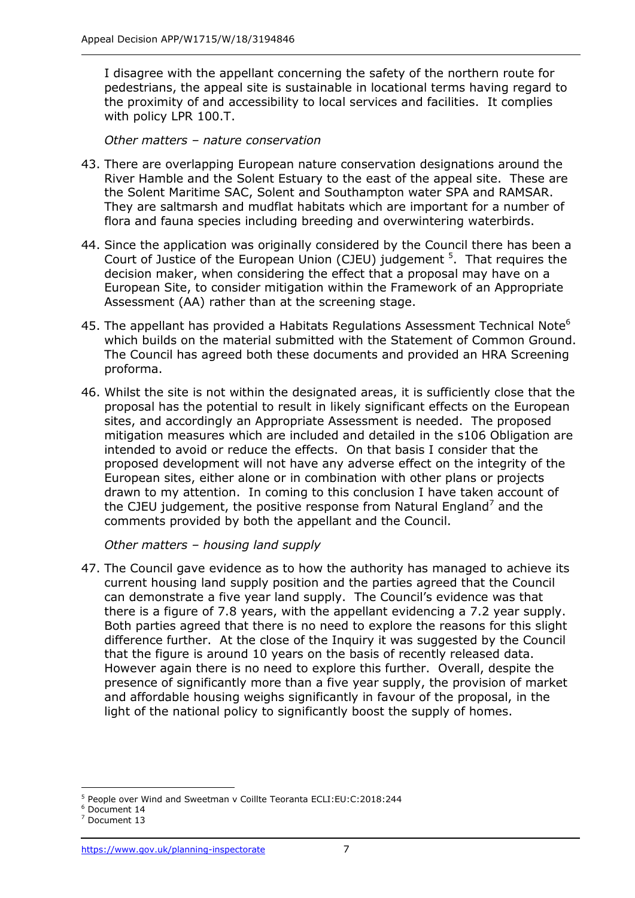I disagree with the appellant concerning the safety of the northern route for pedestrians, the appeal site is sustainable in locational terms having regard to the proximity of and accessibility to local services and facilities. It complies with policy LPR 100.T.

*Other matters – nature conservation*

43. There are overlapping European nature conservation designations around the River Hamble and the Solent Estuary to the east of the appeal site. These are the Solent Maritime SAC, Solent and Southampton water SPA and RAMSAR. They are saltmarsh and mudflat habitats which are important for a number of flora and fauna species including breeding and overwintering waterbirds.

44. Since the application was originally considered by the Council there has been a Court of Justice of the European Union (CJEU) judgement [5]. That requires the decision maker, when considering the effect that a proposal may have on a European Site, to consider mitigation within the Framework of an Appropriate Assessment (AA) rather than at the screening stage.

45. The appellant has provided a Habitats Regulations Assessment Technical Note[6] which builds on the material submitted with the Statement of Common Ground. The Council has agreed both these documents and provided an HRA Screening proforma.

46. Whilst the site is not within the designated areas, it is sufficiently close that the proposal has the potential to result in likely significant effects on the European sites, and accordingly an Appropriate Assessment is needed. The proposed mitigation measures which are included and detailed in the s106 Obligation are intended to avoid or reduce the effects. On that basis I consider that the proposed development will not have any adverse effect on the integrity of the European sites, either alone or in combination with other plans or projects drawn to my attention. In coming to this conclusion I have taken account of the CJEU judgement, the positive response from Natural England[7] and the comments provided by both the appellant and the Council.

*Other matters – housing land supply*

47. The Council gave evidence as to how the authority has managed to achieve its current housing land supply position and the parties agreed that the Council can demonstrate a five year land supply. The Council's evidence was that there is a figure of 7.8 years, with the appellant evidencing a 7.2 year supply. Both parties agreed that there is no need to explore the reasons for this slight difference further. At the close of the Inquiry it was suggested by the Council that the figure is around 10 years on the basis of recently released data. However again there is no need to explore this further. Overall, despite the presence of significantly more than a five year supply, the provision of market and affordable housing weighs significantly in favour of the proposal, in the light of the national policy to significantly boost the supply of homes.

---

[5] People over Wind and Sweetman v Coillte Teoranta ECLI:EU:C:2018:244

[6] Document 14

[7] Document 13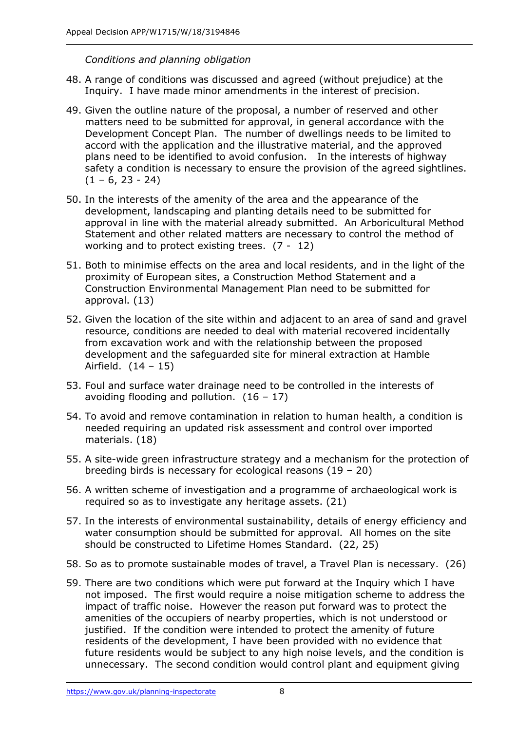*Conditions and planning obligation*

48. A range of conditions was discussed and agreed (without prejudice) at the Inquiry. I have made minor amendments in the interest of precision.

49. Given the outline nature of the proposal, a number of reserved and other matters need to be submitted for approval, in general accordance with the Development Concept Plan. The number of dwellings needs to be limited to accord with the application and the illustrative material, and the approved plans need to be identified to avoid confusion. In the interests of highway safety a condition is necessary to ensure the provision of the agreed sightlines. (1 – 6, 23 - 24)

50. In the interests of the amenity of the area and the appearance of the development, landscaping and planting details need to be submitted for approval in line with the material already submitted. An Arboricultural Method Statement and other related matters are necessary to control the method of working and to protect existing trees. (7 - 12)

51. Both to minimise effects on the area and local residents, and in the light of the proximity of European sites, a Construction Method Statement and a Construction Environmental Management Plan need to be submitted for approval. (13)

52. Given the location of the site within and adjacent to an area of sand and gravel resource, conditions are needed to deal with material recovered incidentally from excavation work and with the relationship between the proposed development and the safeguarded site for mineral extraction at Hamble Airfield. (14 – 15)

53. Foul and surface water drainage need to be controlled in the interests of avoiding flooding and pollution. (16 – 17)

54. To avoid and remove contamination in relation to human health, a condition is needed requiring an updated risk assessment and control over imported materials. (18)

55. A site-wide green infrastructure strategy and a mechanism for the protection of breeding birds is necessary for ecological reasons (19 – 20)

56. A written scheme of investigation and a programme of archaeological work is required so as to investigate any heritage assets. (21)

57. In the interests of environmental sustainability, details of energy efficiency and water consumption should be submitted for approval. All homes on the site should be constructed to Lifetime Homes Standard. (22, 25)

58. So as to promote sustainable modes of travel, a Travel Plan is necessary. (26)

59. There are two conditions which were put forward at the Inquiry which I have not imposed. The first would require a noise mitigation scheme to address the impact of traffic noise. However the reason put forward was to protect the amenities of the occupiers of nearby properties, which is not understood or justified. If the condition were intended to protect the amenity of future residents of the development, I have been provided with no evidence that future residents would be subject to any high noise levels, and the condition is unnecessary. The second condition would control plant and equipment giving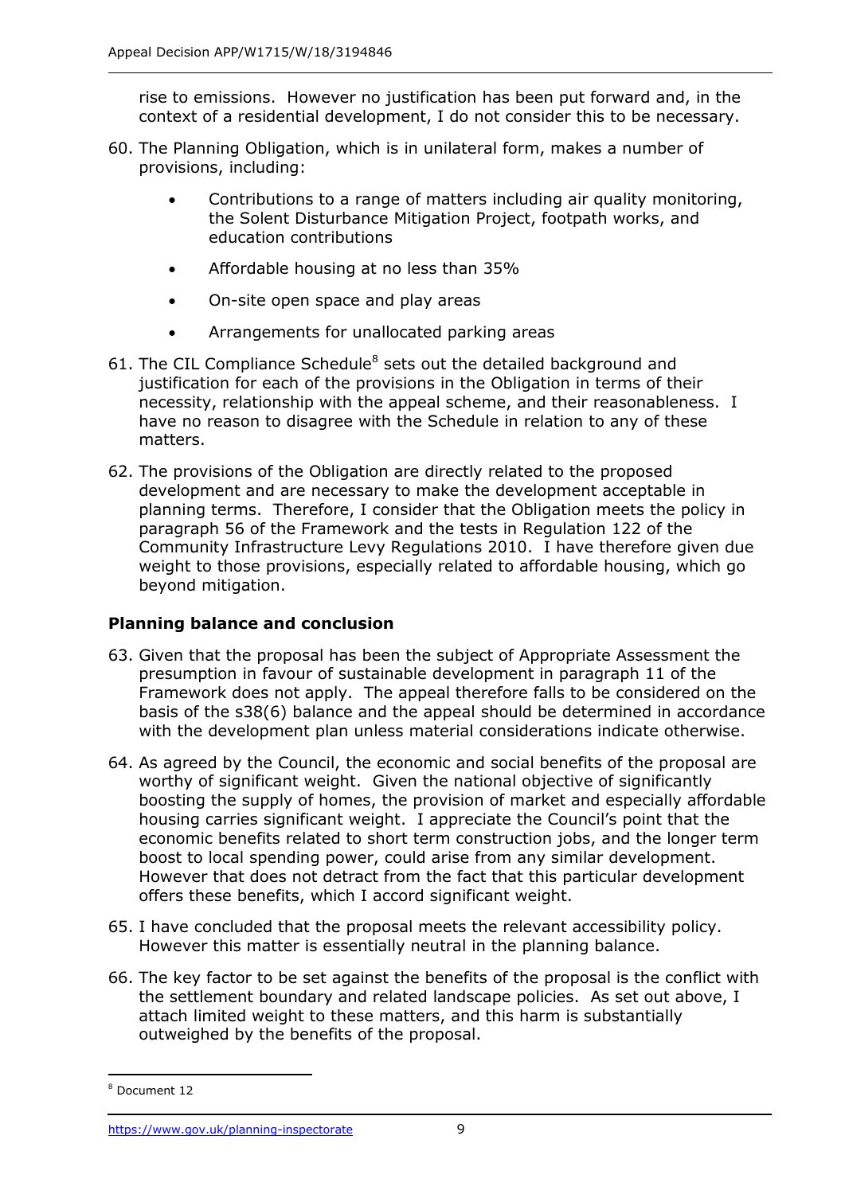rise to emissions. However no justification has been put forward and, in the context of a residential development, I do not consider this to be necessary.

60. The Planning Obligation, which is in unilateral form, makes a number of provisions, including:

    - Contributions to a range of matters including air quality monitoring, the Solent Disturbance Mitigation Project, footpath works, and education contributions
    - Affordable housing at no less than 35%
    - On-site open space and play areas
    - Arrangements for unallocated parking areas

61. The CIL Compliance Schedule[8] sets out the detailed background and justification for each of the provisions in the Obligation in terms of their necessity, relationship with the appeal scheme, and their reasonableness. I have no reason to disagree with the Schedule in relation to any of these matters.

62. The provisions of the Obligation are directly related to the proposed development and are necessary to make the development acceptable in planning terms. Therefore, I consider that the Obligation meets the policy in paragraph 56 of the Framework and the tests in Regulation 122 of the Community Infrastructure Levy Regulations 2010. I have therefore given due weight to those provisions, especially related to affordable housing, which go beyond mitigation.

## Planning balance and conclusion

63. Given that the proposal has been the subject of Appropriate Assessment the presumption in favour of sustainable development in paragraph 11 of the Framework does not apply. The appeal therefore falls to be considered on the basis of the s38(6) balance and the appeal should be determined in accordance with the development plan unless material considerations indicate otherwise.

64. As agreed by the Council, the economic and social benefits of the proposal are worthy of significant weight. Given the national objective of significantly boosting the supply of homes, the provision of market and especially affordable housing carries significant weight. I appreciate the Council's point that the economic benefits related to short term construction jobs, and the longer term boost to local spending power, could arise from any similar development. However that does not detract from the fact that this particular development offers these benefits, which I accord significant weight.

65. I have concluded that the proposal meets the relevant accessibility policy. However this matter is essentially neutral in the planning balance.

66. The key factor to be set against the benefits of the proposal is the conflict with the settlement boundary and related landscape policies. As set out above, I attach limited weight to these matters, and this harm is substantially outweighed by the benefits of the proposal.

[8] Document 12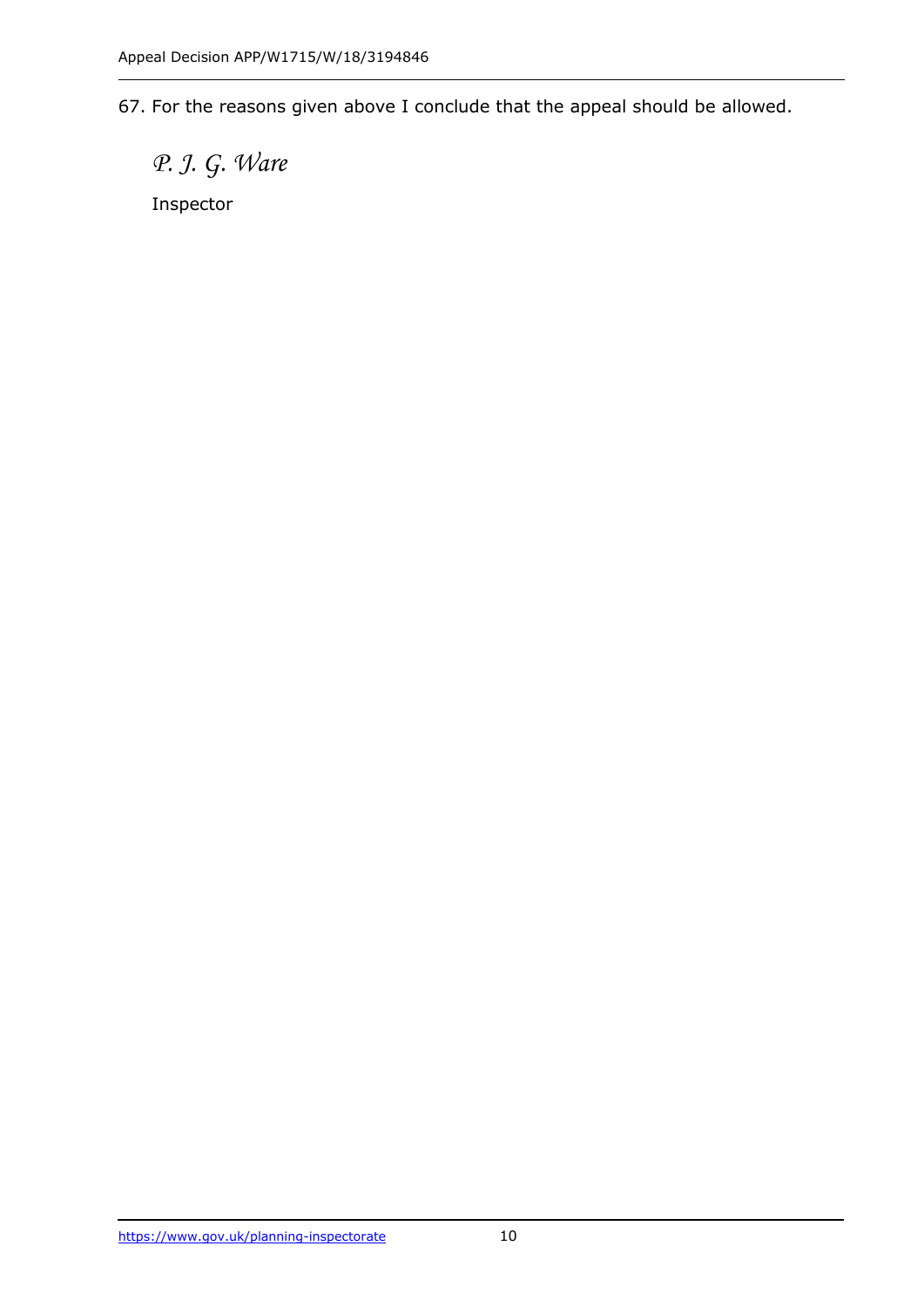67. For the reasons given above I conclude that the appeal should be allowed.

*P. J. G. Ware*

Inspector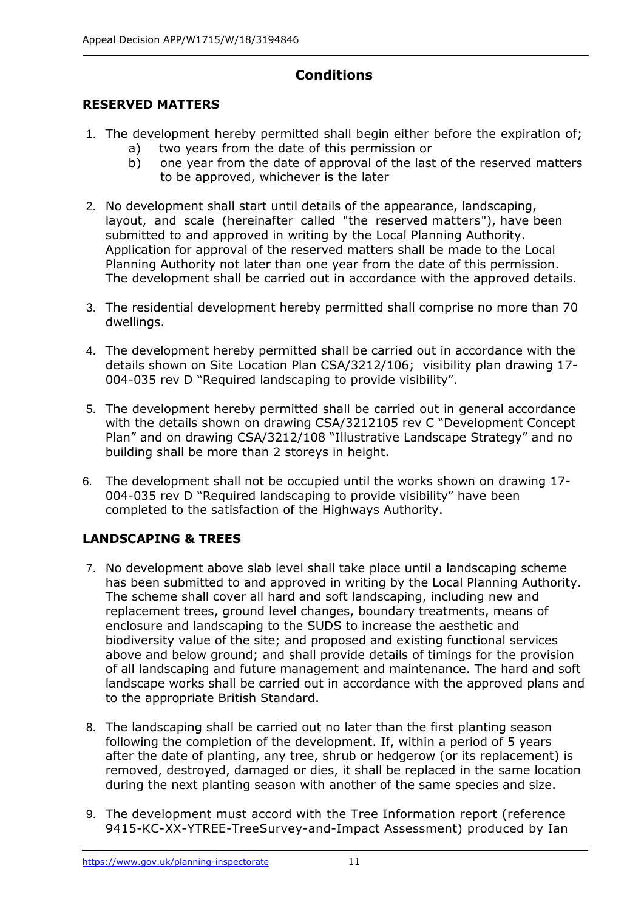## Conditions

### RESERVED MATTERS

1. The development hereby permitted shall begin either before the expiration of;
   a) two years from the date of this permission or
   b) one year from the date of approval of the last of the reserved matters to be approved, whichever is the later

2. No development shall start until details of the appearance, landscaping, layout, and scale (hereinafter called "the reserved matters"), have been submitted to and approved in writing by the Local Planning Authority. Application for approval of the reserved matters shall be made to the Local Planning Authority not later than one year from the date of this permission. The development shall be carried out in accordance with the approved details.

3. The residential development hereby permitted shall comprise no more than 70 dwellings.

4. The development hereby permitted shall be carried out in accordance with the details shown on Site Location Plan CSA/3212/106; visibility plan drawing 17-004-035 rev D "Required landscaping to provide visibility".

5. The development hereby permitted shall be carried out in general accordance with the details shown on drawing CSA/3212105 rev C "Development Concept Plan" and on drawing CSA/3212/108 "Illustrative Landscape Strategy" and no building shall be more than 2 storeys in height.

6. The development shall not be occupied until the works shown on drawing 17-004-035 rev D "Required landscaping to provide visibility" have been completed to the satisfaction of the Highways Authority.

### LANDSCAPING & TREES

7. No development above slab level shall take place until a landscaping scheme has been submitted to and approved in writing by the Local Planning Authority. The scheme shall cover all hard and soft landscaping, including new and replacement trees, ground level changes, boundary treatments, means of enclosure and landscaping to the SUDS to increase the aesthetic and biodiversity value of the site; and proposed and existing functional services above and below ground; and shall provide details of timings for the provision of all landscaping and future management and maintenance. The hard and soft landscape works shall be carried out in accordance with the approved plans and to the appropriate British Standard.

8. The landscaping shall be carried out no later than the first planting season following the completion of the development. If, within a period of 5 years after the date of planting, any tree, shrub or hedgerow (or its replacement) is removed, destroyed, damaged or dies, it shall be replaced in the same location during the next planting season with another of the same species and size.

9. The development must accord with the Tree Information report (reference 9415-KC-XX-YTREE-TreeSurvey-and-Impact Assessment) produced by Ian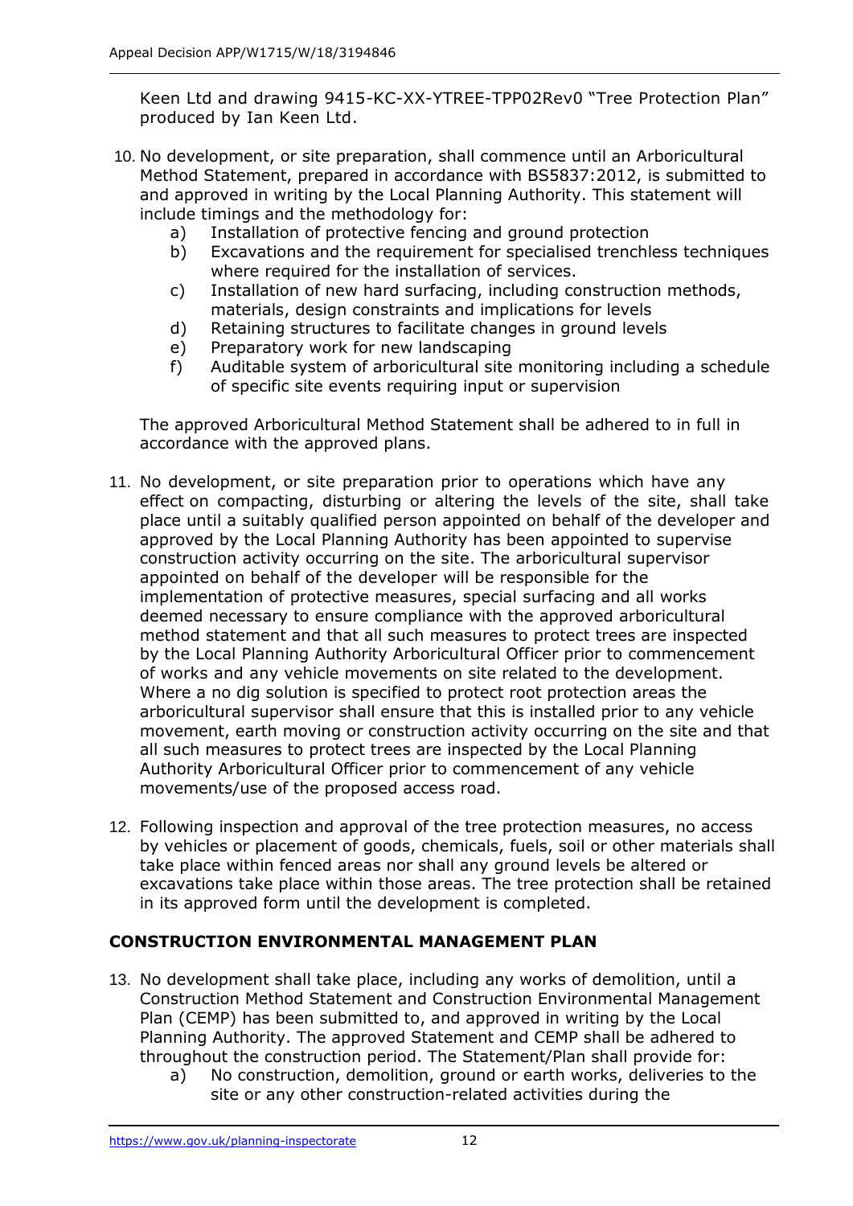Keen Ltd and drawing 9415-KC-XX-YTREE-TPP02Rev0 "Tree Protection Plan" produced by Ian Keen Ltd.

10. No development, or site preparation, shall commence until an Arboricultural Method Statement, prepared in accordance with BS5837:2012, is submitted to and approved in writing by the Local Planning Authority. This statement will include timings and the methodology for:
    a) Installation of protective fencing and ground protection
    b) Excavations and the requirement for specialised trenchless techniques where required for the installation of services.
    c) Installation of new hard surfacing, including construction methods, materials, design constraints and implications for levels
    d) Retaining structures to facilitate changes in ground levels
    e) Preparatory work for new landscaping
    f) Auditable system of arboricultural site monitoring including a schedule of specific site events requiring input or supervision

    The approved Arboricultural Method Statement shall be adhered to in full in accordance with the approved plans.

11. No development, or site preparation prior to operations which have any effect on compacting, disturbing or altering the levels of the site, shall take place until a suitably qualified person appointed on behalf of the developer and approved by the Local Planning Authority has been appointed to supervise construction activity occurring on the site. The arboricultural supervisor appointed on behalf of the developer will be responsible for the implementation of protective measures, special surfacing and all works deemed necessary to ensure compliance with the approved arboricultural method statement and that all such measures to protect trees are inspected by the Local Planning Authority Arboricultural Officer prior to commencement of works and any vehicle movements on site related to the development. Where a no dig solution is specified to protect root protection areas the arboricultural supervisor shall ensure that this is installed prior to any vehicle movement, earth moving or construction activity occurring on the site and that all such measures to protect trees are inspected by the Local Planning Authority Arboricultural Officer prior to commencement of any vehicle movements/use of the proposed access road.

12. Following inspection and approval of the tree protection measures, no access by vehicles or placement of goods, chemicals, fuels, soil or other materials shall take place within fenced areas nor shall any ground levels be altered or excavations take place within those areas. The tree protection shall be retained in its approved form until the development is completed.

## CONSTRUCTION ENVIRONMENTAL MANAGEMENT PLAN

13. No development shall take place, including any works of demolition, until a Construction Method Statement and Construction Environmental Management Plan (CEMP) has been submitted to, and approved in writing by the Local Planning Authority. The approved Statement and CEMP shall be adhered to throughout the construction period. The Statement/Plan shall provide for:
    a) No construction, demolition, ground or earth works, deliveries to the site or any other construction-related activities during the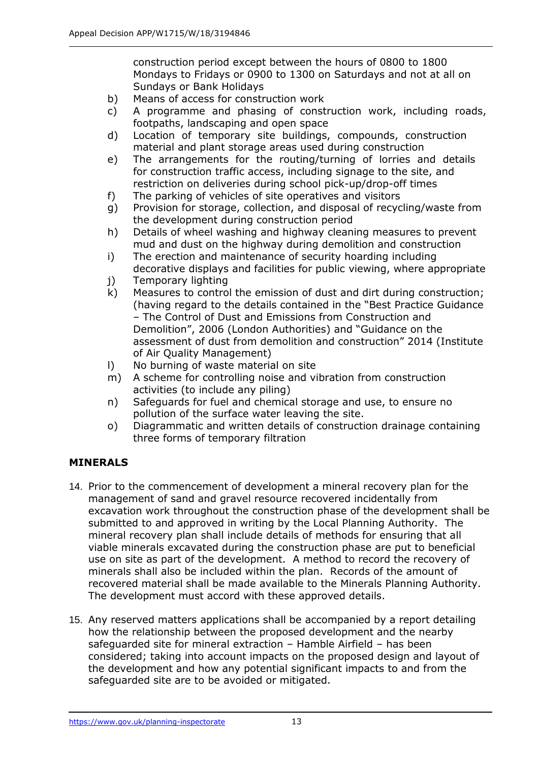construction period except between the hours of 0800 to 1800 Mondays to Fridays or 0900 to 1300 on Saturdays and not at all on Sundays or Bank Holidays

b) Means of access for construction work
c) A programme and phasing of construction work, including roads, footpaths, landscaping and open space
d) Location of temporary site buildings, compounds, construction material and plant storage areas used during construction
e) The arrangements for the routing/turning of lorries and details for construction traffic access, including signage to the site, and restriction on deliveries during school pick-up/drop-off times
f) The parking of vehicles of site operatives and visitors
g) Provision for storage, collection, and disposal of recycling/waste from the development during construction period
h) Details of wheel washing and highway cleaning measures to prevent mud and dust on the highway during demolition and construction
i) The erection and maintenance of security hoarding including decorative displays and facilities for public viewing, where appropriate
j) Temporary lighting
k) Measures to control the emission of dust and dirt during construction; (having regard to the details contained in the "Best Practice Guidance – The Control of Dust and Emissions from Construction and Demolition", 2006 (London Authorities) and "Guidance on the assessment of dust from demolition and construction" 2014 (Institute of Air Quality Management)
l) No burning of waste material on site
m) A scheme for controlling noise and vibration from construction activities (to include any piling)
n) Safeguards for fuel and chemical storage and use, to ensure no pollution of the surface water leaving the site.
o) Diagrammatic and written details of construction drainage containing three forms of temporary filtration

## MINERALS

14. Prior to the commencement of development a mineral recovery plan for the management of sand and gravel resource recovered incidentally from excavation work throughout the construction phase of the development shall be submitted to and approved in writing by the Local Planning Authority. The mineral recovery plan shall include details of methods for ensuring that all viable minerals excavated during the construction phase are put to beneficial use on site as part of the development. A method to record the recovery of minerals shall also be included within the plan. Records of the amount of recovered material shall be made available to the Minerals Planning Authority. The development must accord with these approved details.

15. Any reserved matters applications shall be accompanied by a report detailing how the relationship between the proposed development and the nearby safeguarded site for mineral extraction – Hamble Airfield – has been considered; taking into account impacts on the proposed design and layout of the development and how any potential significant impacts to and from the safeguarded site are to be avoided or mitigated.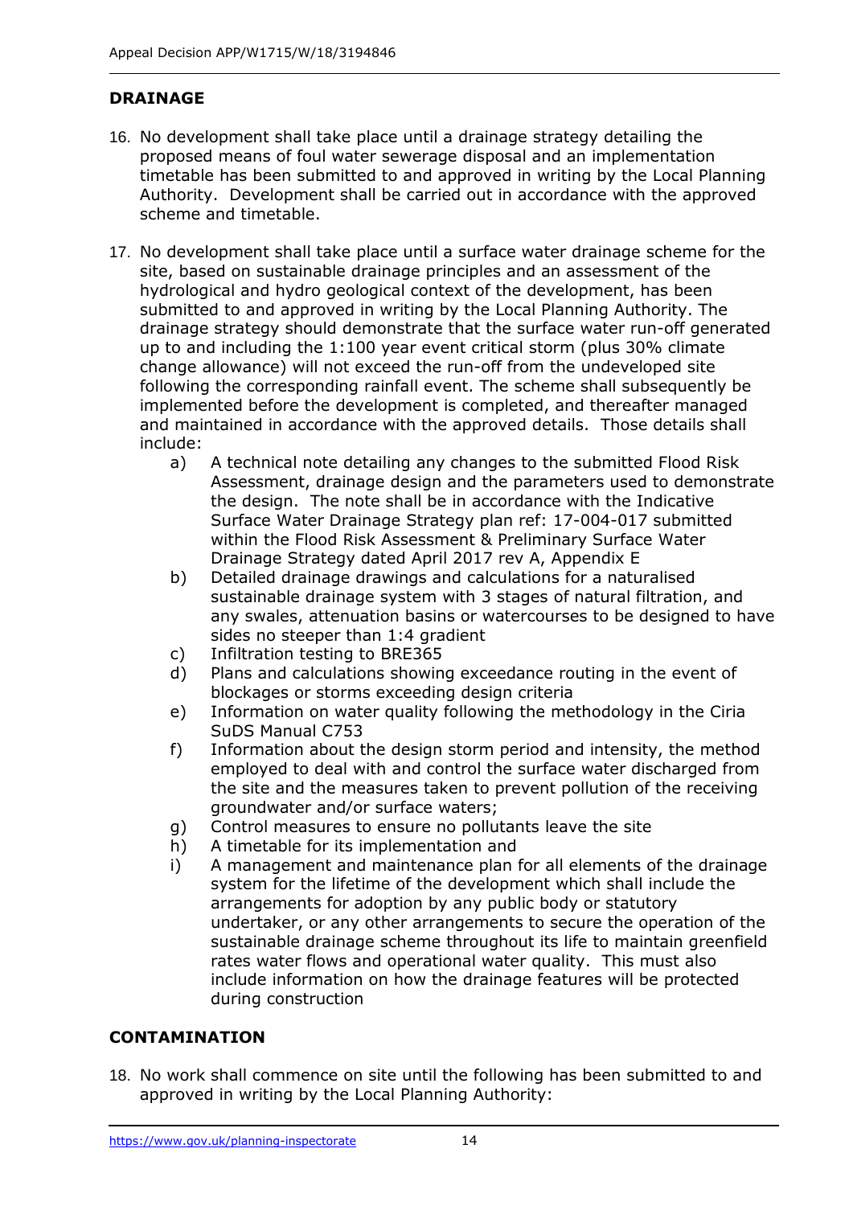## DRAINAGE

16. No development shall take place until a drainage strategy detailing the proposed means of foul water sewerage disposal and an implementation timetable has been submitted to and approved in writing by the Local Planning Authority. Development shall be carried out in accordance with the approved scheme and timetable.

17. No development shall take place until a surface water drainage scheme for the site, based on sustainable drainage principles and an assessment of the hydrological and hydro geological context of the development, has been submitted to and approved in writing by the Local Planning Authority. The drainage strategy should demonstrate that the surface water run-off generated up to and including the 1:100 year event critical storm (plus 30% climate change allowance) will not exceed the run-off from the undeveloped site following the corresponding rainfall event. The scheme shall subsequently be implemented before the development is completed, and thereafter managed and maintained in accordance with the approved details. Those details shall include:
    - a) A technical note detailing any changes to the submitted Flood Risk Assessment, drainage design and the parameters used to demonstrate the design. The note shall be in accordance with the Indicative Surface Water Drainage Strategy plan ref: 17-004-017 submitted within the Flood Risk Assessment & Preliminary Surface Water Drainage Strategy dated April 2017 rev A, Appendix E
    - b) Detailed drainage drawings and calculations for a naturalised sustainable drainage system with 3 stages of natural filtration, and any swales, attenuation basins or watercourses to be designed to have sides no steeper than 1:4 gradient
    - c) Infiltration testing to BRE365
    - d) Plans and calculations showing exceedance routing in the event of blockages or storms exceeding design criteria
    - e) Information on water quality following the methodology in the Ciria SuDS Manual C753
    - f) Information about the design storm period and intensity, the method employed to deal with and control the surface water discharged from the site and the measures taken to prevent pollution of the receiving groundwater and/or surface waters;
    - g) Control measures to ensure no pollutants leave the site
    - h) A timetable for its implementation and
    - i) A management and maintenance plan for all elements of the drainage system for the lifetime of the development which shall include the arrangements for adoption by any public body or statutory undertaker, or any other arrangements to secure the operation of the sustainable drainage scheme throughout its life to maintain greenfield rates water flows and operational water quality. This must also include information on how the drainage features will be protected during construction

## CONTAMINATION

18. No work shall commence on site until the following has been submitted to and approved in writing by the Local Planning Authority: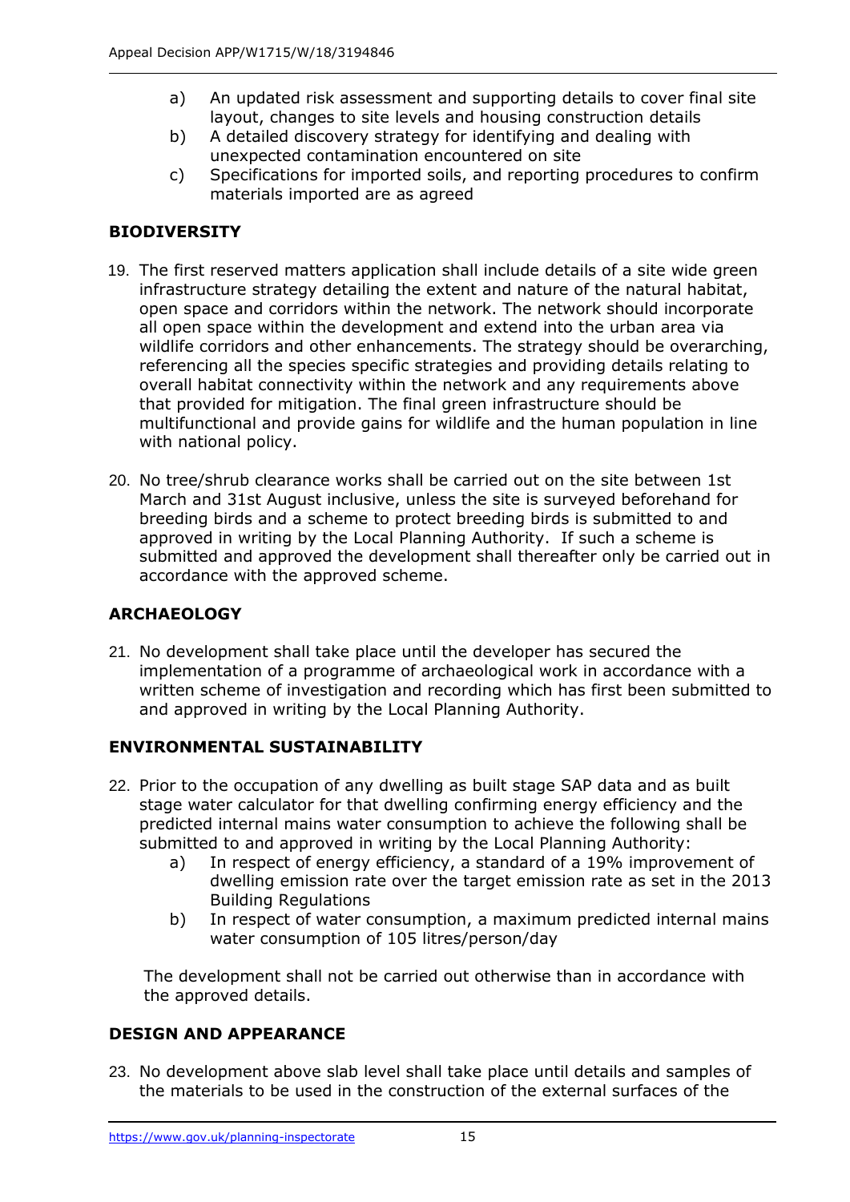a) An updated risk assessment and supporting details to cover final site layout, changes to site levels and housing construction details
b) A detailed discovery strategy for identifying and dealing with unexpected contamination encountered on site
c) Specifications for imported soils, and reporting procedures to confirm materials imported are as agreed

**BIODIVERSITY**

19. The first reserved matters application shall include details of a site wide green infrastructure strategy detailing the extent and nature of the natural habitat, open space and corridors within the network. The network should incorporate all open space within the development and extend into the urban area via wildlife corridors and other enhancements. The strategy should be overarching, referencing all the species specific strategies and providing details relating to overall habitat connectivity within the network and any requirements above that provided for mitigation. The final green infrastructure should be multifunctional and provide gains for wildlife and the human population in line with national policy.

20. No tree/shrub clearance works shall be carried out on the site between 1st March and 31st August inclusive, unless the site is surveyed beforehand for breeding birds and a scheme to protect breeding birds is submitted to and approved in writing by the Local Planning Authority. If such a scheme is submitted and approved the development shall thereafter only be carried out in accordance with the approved scheme.

**ARCHAEOLOGY**

21. No development shall take place until the developer has secured the implementation of a programme of archaeological work in accordance with a written scheme of investigation and recording which has first been submitted to and approved in writing by the Local Planning Authority.

**ENVIRONMENTAL SUSTAINABILITY**

22. Prior to the occupation of any dwelling as built stage SAP data and as built stage water calculator for that dwelling confirming energy efficiency and the predicted internal mains water consumption to achieve the following shall be submitted to and approved in writing by the Local Planning Authority:
    a) In respect of energy efficiency, a standard of a 19% improvement of dwelling emission rate over the target emission rate as set in the 2013 Building Regulations
    b) In respect of water consumption, a maximum predicted internal mains water consumption of 105 litres/person/day

    The development shall not be carried out otherwise than in accordance with the approved details.

**DESIGN AND APPEARANCE**

23. No development above slab level shall take place until details and samples of the materials to be used in the construction of the external surfaces of the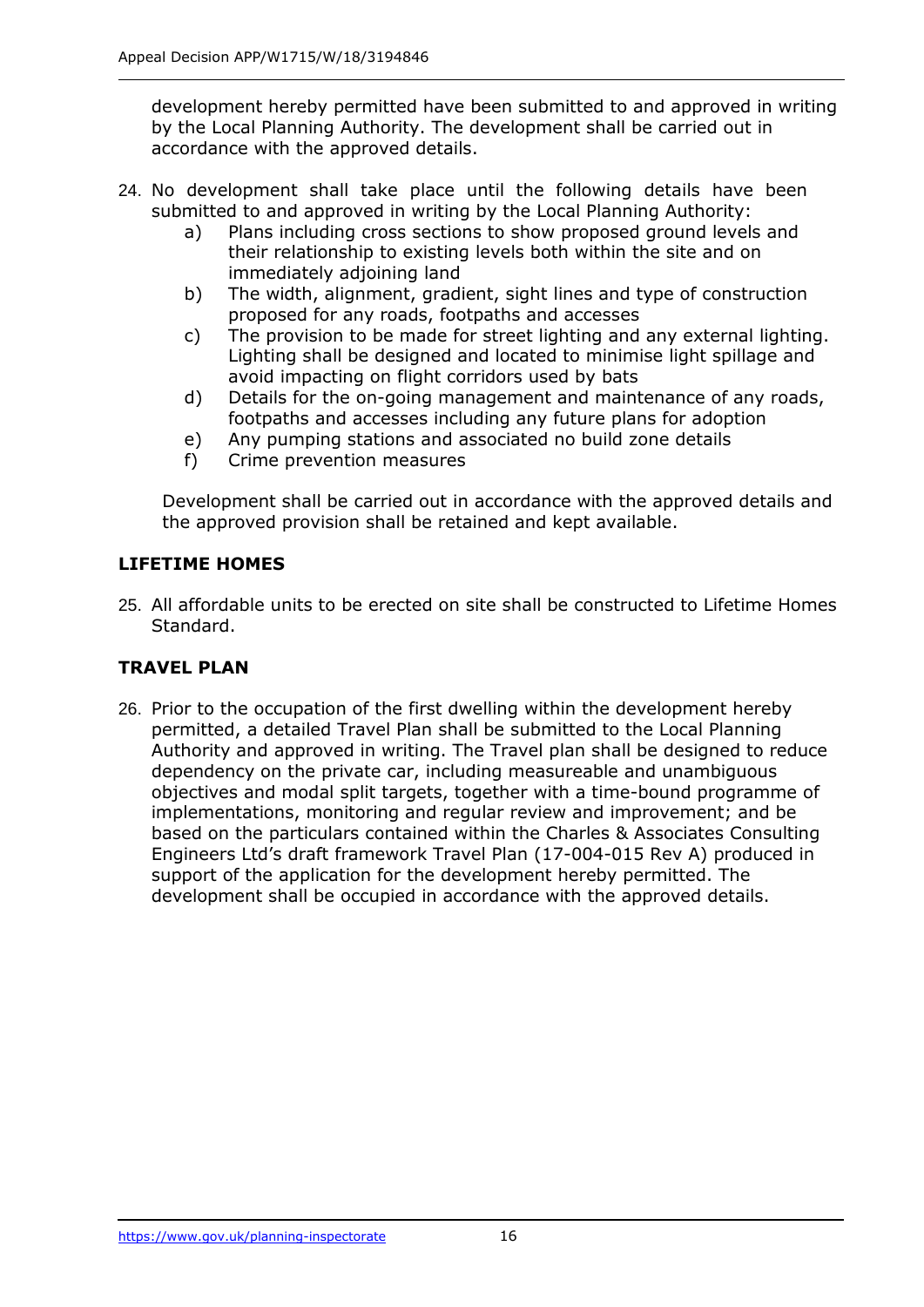development hereby permitted have been submitted to and approved in writing by the Local Planning Authority. The development shall be carried out in accordance with the approved details.

24. No development shall take place until the following details have been submitted to and approved in writing by the Local Planning Authority:
    a) Plans including cross sections to show proposed ground levels and their relationship to existing levels both within the site and on immediately adjoining land
    b) The width, alignment, gradient, sight lines and type of construction proposed for any roads, footpaths and accesses
    c) The provision to be made for street lighting and any external lighting. Lighting shall be designed and located to minimise light spillage and avoid impacting on flight corridors used by bats
    d) Details for the on-going management and maintenance of any roads, footpaths and accesses including any future plans for adoption
    e) Any pumping stations and associated no build zone details
    f) Crime prevention measures

    Development shall be carried out in accordance with the approved details and the approved provision shall be retained and kept available.

**LIFETIME HOMES**

25. All affordable units to be erected on site shall be constructed to Lifetime Homes Standard.

**TRAVEL PLAN**

26. Prior to the occupation of the first dwelling within the development hereby permitted, a detailed Travel Plan shall be submitted to the Local Planning Authority and approved in writing. The Travel plan shall be designed to reduce dependency on the private car, including measureable and unambiguous objectives and modal split targets, together with a time-bound programme of implementations, monitoring and regular review and improvement; and be based on the particulars contained within the Charles & Associates Consulting Engineers Ltd's draft framework Travel Plan (17-004-015 Rev A) produced in support of the application for the development hereby permitted. The development shall be occupied in accordance with the approved details.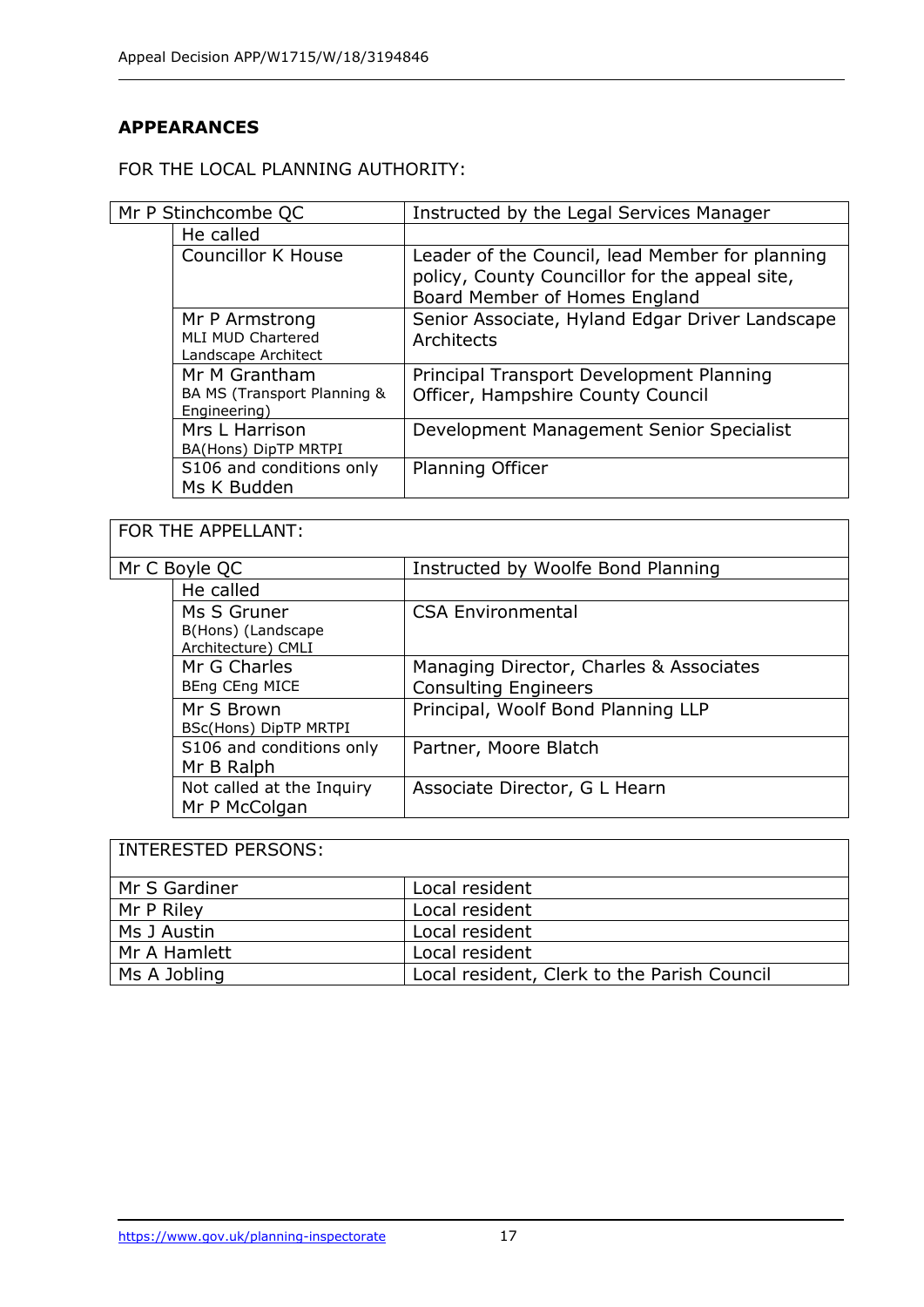## APPEARANCES

FOR THE LOCAL PLANNING AUTHORITY:

| | | |
|---|---|---|
| Mr P Stinchcombe QC | | Instructed by the Legal Services Manager |
| | He called | |
| | Councillor K House | Leader of the Council, lead Member for planning policy, County Councillor for the appeal site, Board Member of Homes England |
| | Mr P Armstrong MLI MUD Chartered Landscape Architect | Senior Associate, Hyland Edgar Driver Landscape Architects |
| | Mr M Grantham BA MS (Transport Planning & Engineering) | Principal Transport Development Planning Officer, Hampshire County Council |
| | Mrs L Harrison BA(Hons) DipTP MRTPI | Development Management Senior Specialist |
| | S106 and conditions only Ms K Budden | Planning Officer |

FOR THE APPELLANT:

| | | |
|---|---|---|
| Mr C Boyle QC | | Instructed by Woolfe Bond Planning |
| | He called | |
| | Ms S Gruner B(Hons) (Landscape Architecture) CMLI | CSA Environmental |
| | Mr G Charles BEng CEng MICE | Managing Director, Charles & Associates Consulting Engineers |
| | Mr S Brown BSc(Hons) DipTP MRTPI | Principal, Woolf Bond Planning LLP |
| | S106 and conditions only Mr B Ralph | Partner, Moore Blatch |
| | Not called at the Inquiry Mr P McColgan | Associate Director, G L Hearn |

INTERESTED PERSONS:

| | |
|---|---|
| Mr S Gardiner | Local resident |
| Mr P Riley | Local resident |
| Ms J Austin | Local resident |
| Mr A Hamlett | Local resident |
| Ms A Jobling | Local resident, Clerk to the Parish Council |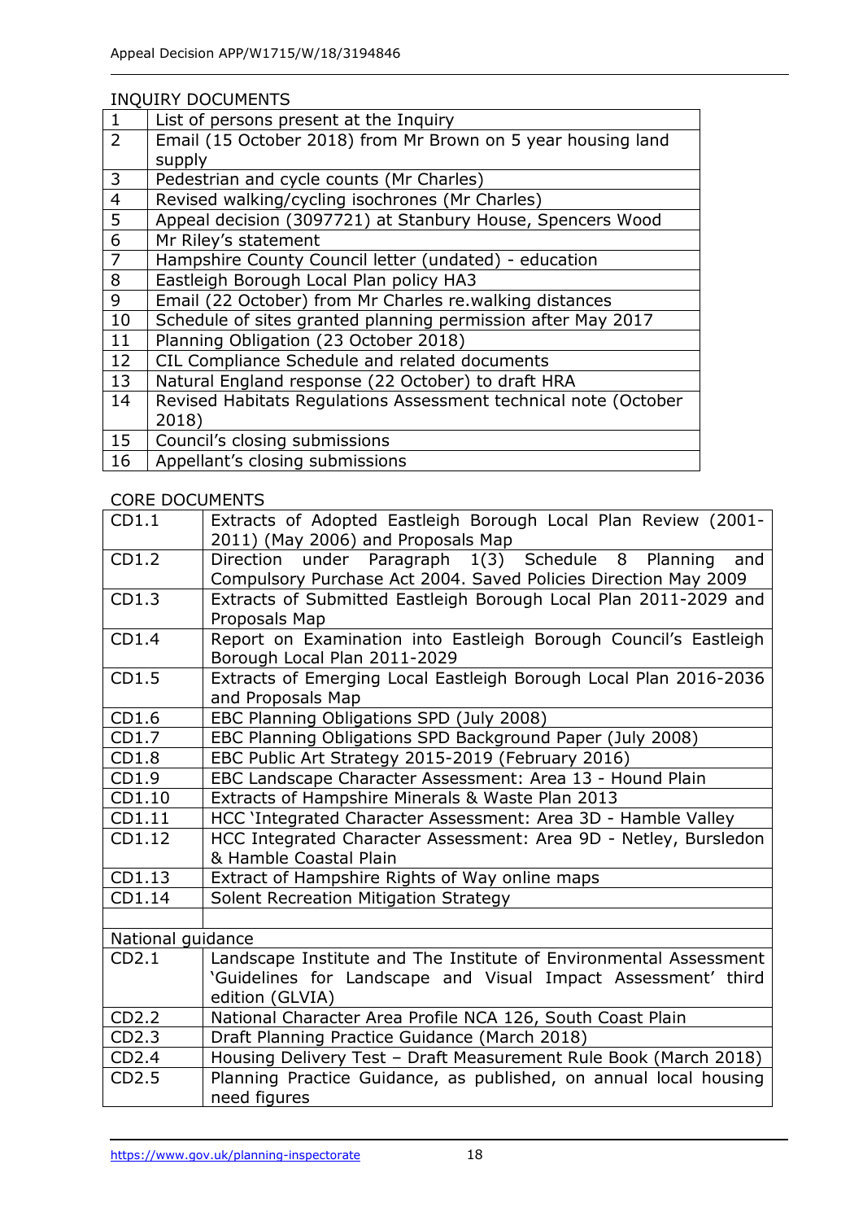INQUIRY DOCUMENTS

| | |
|---|---|
| 1 | List of persons present at the Inquiry |
| 2 | Email (15 October 2018) from Mr Brown on 5 year housing land supply |
| 3 | Pedestrian and cycle counts (Mr Charles) |
| 4 | Revised walking/cycling isochrones (Mr Charles) |
| 5 | Appeal decision (3097721) at Stanbury House, Spencers Wood |
| 6 | Mr Riley's statement |
| 7 | Hampshire County Council letter (undated) - education |
| 8 | Eastleigh Borough Local Plan policy HA3 |
| 9 | Email (22 October) from Mr Charles re.walking distances |
| 10 | Schedule of sites granted planning permission after May 2017 |
| 11 | Planning Obligation (23 October 2018) |
| 12 | CIL Compliance Schedule and related documents |
| 13 | Natural England response (22 October) to draft HRA |
| 14 | Revised Habitats Regulations Assessment technical note (October 2018) |
| 15 | Council's closing submissions |
| 16 | Appellant's closing submissions |

CORE DOCUMENTS

| | |
|---|---|
| CD1.1 | Extracts of Adopted Eastleigh Borough Local Plan Review (2001-2011) (May 2006) and Proposals Map |
| CD1.2 | Direction under Paragraph 1(3) Schedule 8 Planning and Compulsory Purchase Act 2004. Saved Policies Direction May 2009 |
| CD1.3 | Extracts of Submitted Eastleigh Borough Local Plan 2011-2029 and Proposals Map |
| CD1.4 | Report on Examination into Eastleigh Borough Council's Eastleigh Borough Local Plan 2011-2029 |
| CD1.5 | Extracts of Emerging Local Eastleigh Borough Local Plan 2016-2036 and Proposals Map |
| CD1.6 | EBC Planning Obligations SPD (July 2008) |
| CD1.7 | EBC Planning Obligations SPD Background Paper (July 2008) |
| CD1.8 | EBC Public Art Strategy 2015-2019 (February 2016) |
| CD1.9 | EBC Landscape Character Assessment: Area 13 - Hound Plain |
| CD1.10 | Extracts of Hampshire Minerals & Waste Plan 2013 |
| CD1.11 | HCC 'Integrated Character Assessment: Area 3D - Hamble Valley |
| CD1.12 | HCC Integrated Character Assessment: Area 9D - Netley, Bursledon & Hamble Coastal Plain |
| CD1.13 | Extract of Hampshire Rights of Way online maps |
| CD1.14 | Solent Recreation Mitigation Strategy |
| | |
| National guidance | |
| CD2.1 | Landscape Institute and The Institute of Environmental Assessment 'Guidelines for Landscape and Visual Impact Assessment' third edition (GLVIA) |
| CD2.2 | National Character Area Profile NCA 126, South Coast Plain |
| CD2.3 | Draft Planning Practice Guidance (March 2018) |
| CD2.4 | Housing Delivery Test – Draft Measurement Rule Book (March 2018) |
| CD2.5 | Planning Practice Guidance, as published, on annual local housing need figures |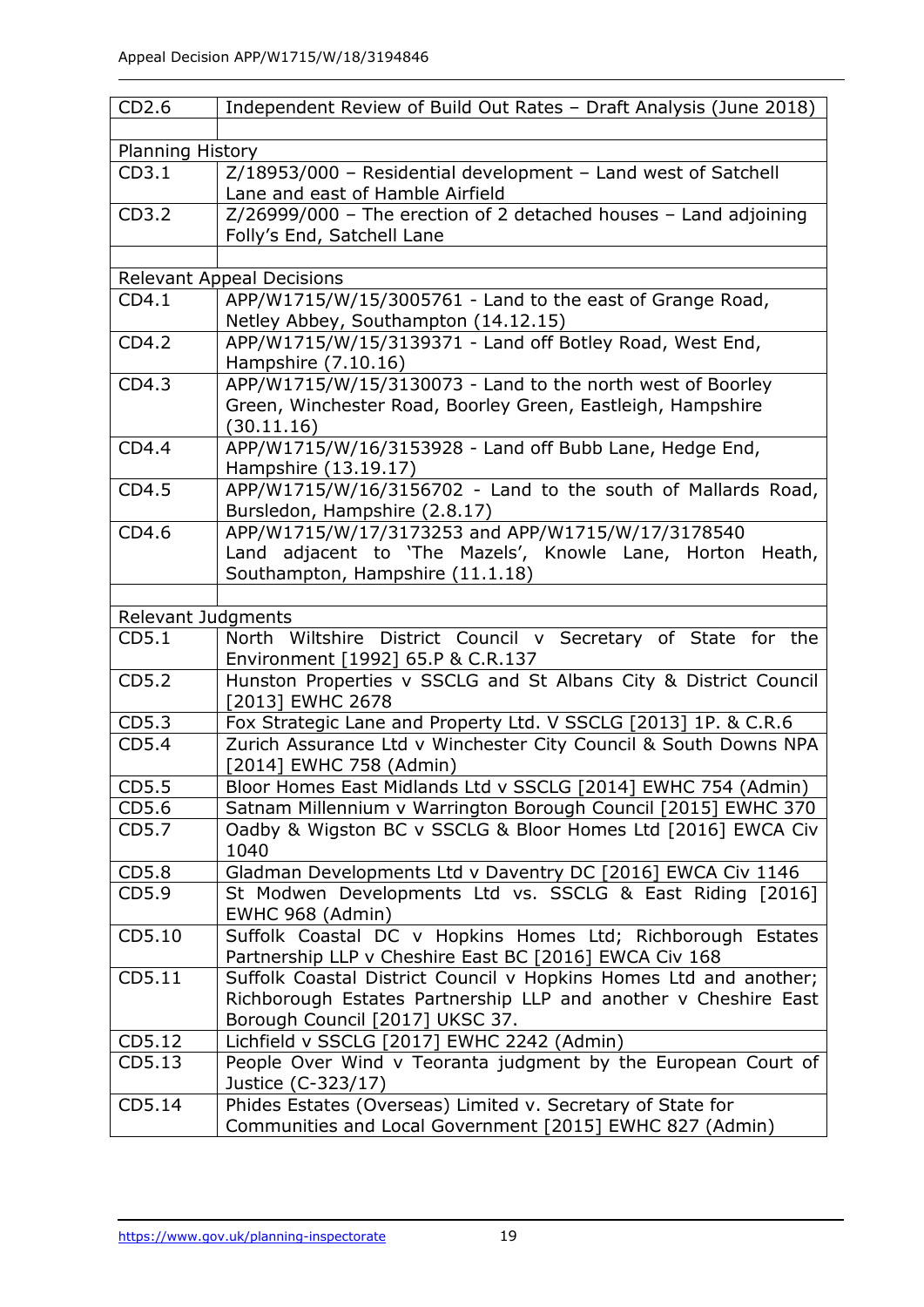| | |
|---|---|
| CD2.6 | Independent Review of Build Out Rates – Draft Analysis (June 2018) |
| | |
| Planning History | |
| CD3.1 | Z/18953/000 – Residential development – Land west of Satchell Lane and east of Hamble Airfield |
| CD3.2 | Z/26999/000 – The erection of 2 detached houses – Land adjoining Folly's End, Satchell Lane |
| | |
| Relevant Appeal Decisions | |
| CD4.1 | APP/W1715/W/15/3005761 - Land to the east of Grange Road, Netley Abbey, Southampton (14.12.15) |
| CD4.2 | APP/W1715/W/15/3139371 - Land off Botley Road, West End, Hampshire (7.10.16) |
| CD4.3 | APP/W1715/W/15/3130073 - Land to the north west of Boorley Green, Winchester Road, Boorley Green, Eastleigh, Hampshire (30.11.16) |
| CD4.4 | APP/W1715/W/16/3153928 - Land off Bubb Lane, Hedge End, Hampshire (13.19.17) |
| CD4.5 | APP/W1715/W/16/3156702 - Land to the south of Mallards Road, Bursledon, Hampshire (2.8.17) |
| CD4.6 | APP/W1715/W/17/3173253 and APP/W1715/W/17/3178540 Land adjacent to 'The Mazels', Knowle Lane, Horton Heath, Southampton, Hampshire (11.1.18) |
| | |
| Relevant Judgments | |
| CD5.1 | North Wiltshire District Council v Secretary of State for the Environment [1992] 65.P & C.R.137 |
| CD5.2 | Hunston Properties v SSCLG and St Albans City & District Council [2013] EWHC 2678 |
| CD5.3 | Fox Strategic Lane and Property Ltd. V SSCLG [2013] 1P. & C.R.6 |
| CD5.4 | Zurich Assurance Ltd v Winchester City Council & South Downs NPA [2014] EWHC 758 (Admin) |
| CD5.5 | Bloor Homes East Midlands Ltd v SSCLG [2014] EWHC 754 (Admin) |
| CD5.6 | Satnam Millennium v Warrington Borough Council [2015] EWHC 370 |
| CD5.7 | Oadby & Wigston BC v SSCLG & Bloor Homes Ltd [2016] EWCA Civ 1040 |
| CD5.8 | Gladman Developments Ltd v Daventry DC [2016] EWCA Civ 1146 |
| CD5.9 | St Modwen Developments Ltd vs. SSCLG & East Riding [2016] EWHC 968 (Admin) |
| CD5.10 | Suffolk Coastal DC v Hopkins Homes Ltd; Richborough Estates Partnership LLP v Cheshire East BC [2016] EWCA Civ 168 |
| CD5.11 | Suffolk Coastal District Council v Hopkins Homes Ltd and another; Richborough Estates Partnership LLP and another v Cheshire East Borough Council [2017] UKSC 37. |
| CD5.12 | Lichfield v SSCLG [2017] EWHC 2242 (Admin) |
| CD5.13 | People Over Wind v Teoranta judgment by the European Court of Justice (C-323/17) |
| CD5.14 | Phides Estates (Overseas) Limited v. Secretary of State for Communities and Local Government [2015] EWHC 827 (Admin) |